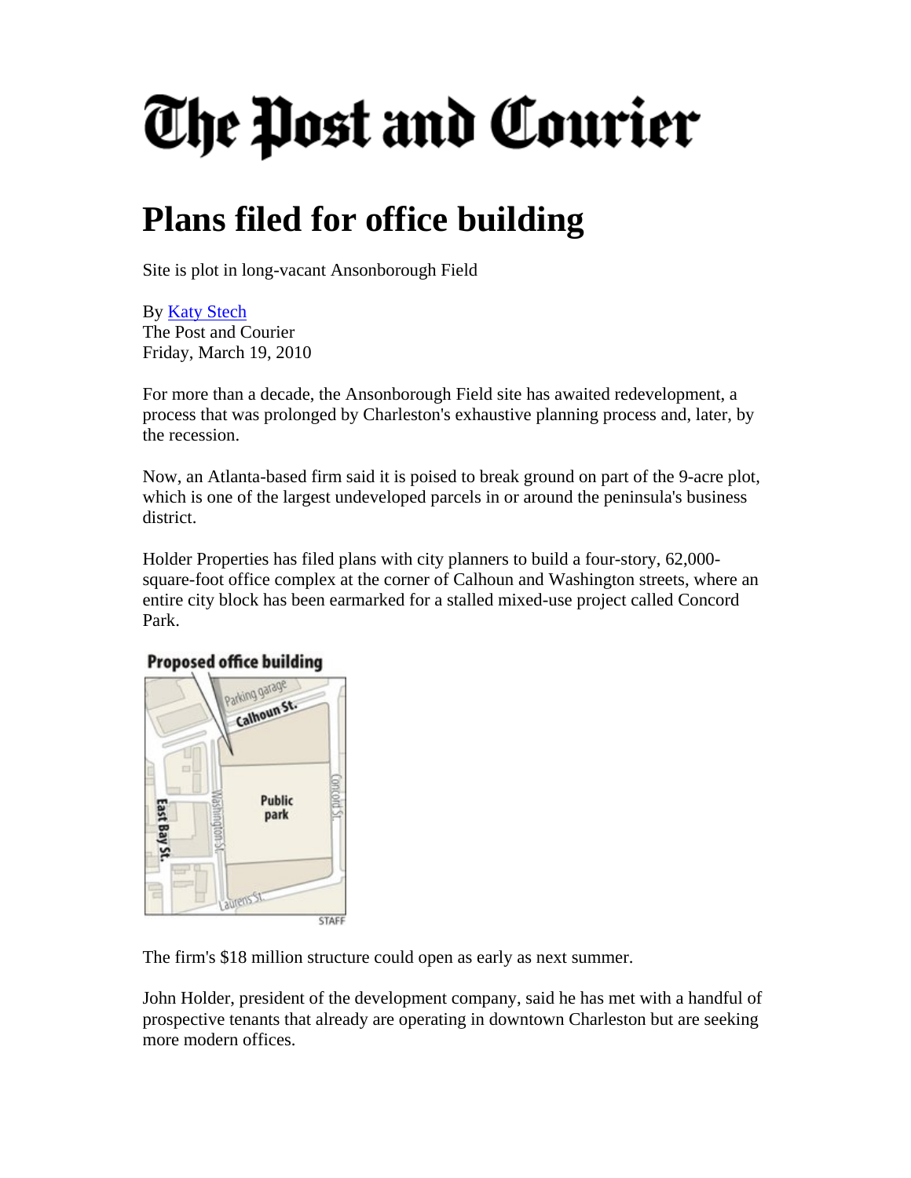# The Post and Courier

# Plans filed for office building

Site is plot in long-vacant Ansonborough Field

By Katy Stech
The Post and Courier
Friday, March 19, 2010

For more than a decade, the Ansonborough Field site has awaited redevelopment, a process that was prolonged by Charleston's exhaustive planning process and, later, by the recession.

Now, an Atlanta-based firm said it is poised to break ground on part of the 9-acre plot, which is one of the largest undeveloped parcels in or around the peninsula's business district.

Holder Properties has filed plans with city planners to build a four-story, 62,000-square-foot office complex at the corner of Calhoun and Washington streets, where an entire city block has been earmarked for a stalled mixed-use project called Concord Park.

**Proposed office building**

Parking garage
Calhoun St.
Public park
Washington St.
Concord St.
East Bay St.
Laurens St.
STAFF

The firm's $18 million structure could open as early as next summer.

John Holder, president of the development company, said he has met with a handful of prospective tenants that already are operating in downtown Charleston but are seeking more modern offices.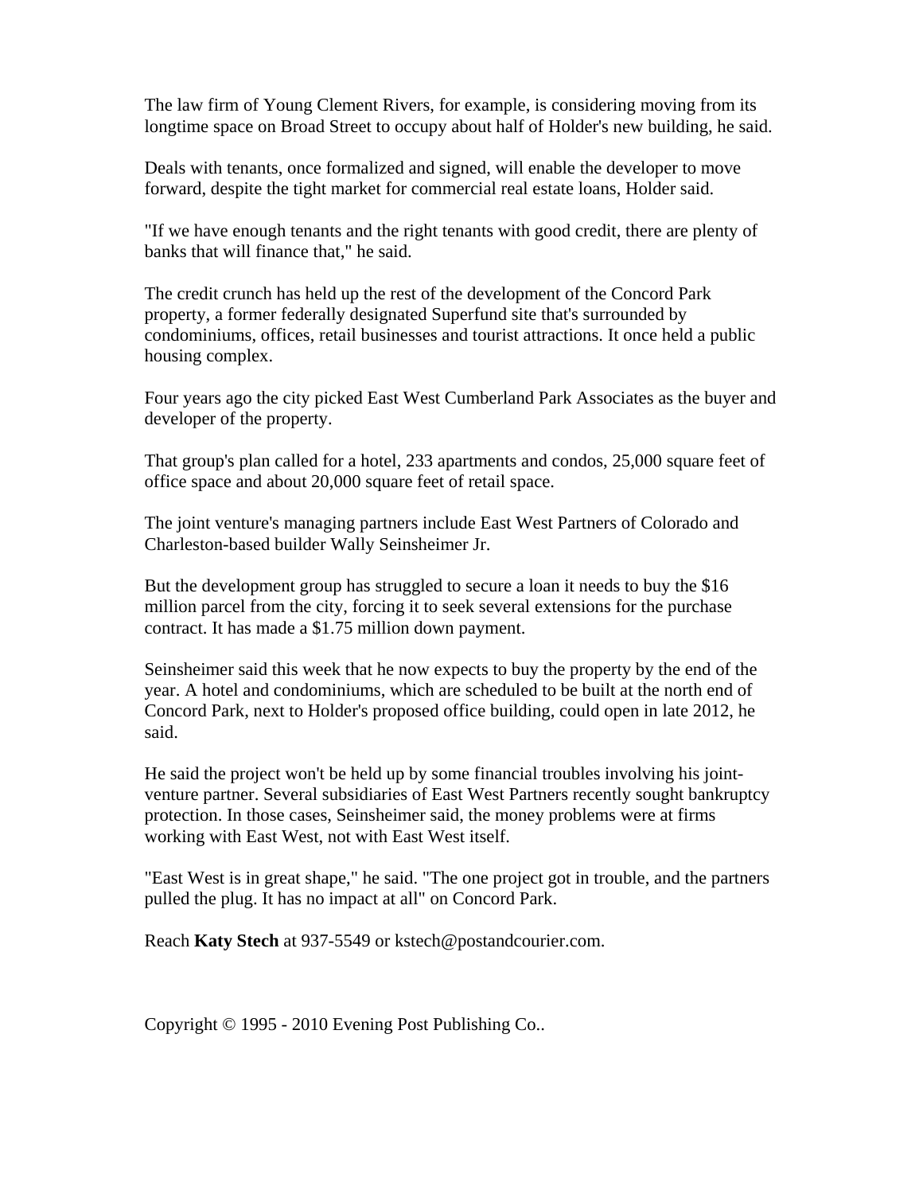The law firm of Young Clement Rivers, for example, is considering moving from its longtime space on Broad Street to occupy about half of Holder's new building, he said.

Deals with tenants, once formalized and signed, will enable the developer to move forward, despite the tight market for commercial real estate loans, Holder said.

"If we have enough tenants and the right tenants with good credit, there are plenty of banks that will finance that," he said.

The credit crunch has held up the rest of the development of the Concord Park property, a former federally designated Superfund site that's surrounded by condominiums, offices, retail businesses and tourist attractions. It once held a public housing complex.

Four years ago the city picked East West Cumberland Park Associates as the buyer and developer of the property.

That group's plan called for a hotel, 233 apartments and condos, 25,000 square feet of office space and about 20,000 square feet of retail space.

The joint venture's managing partners include East West Partners of Colorado and Charleston-based builder Wally Seinsheimer Jr.

But the development group has struggled to secure a loan it needs to buy the $16 million parcel from the city, forcing it to seek several extensions for the purchase contract. It has made a $1.75 million down payment.

Seinsheimer said this week that he now expects to buy the property by the end of the year. A hotel and condominiums, which are scheduled to be built at the north end of Concord Park, next to Holder's proposed office building, could open in late 2012, he said.

He said the project won't be held up by some financial troubles involving his joint-venture partner. Several subsidiaries of East West Partners recently sought bankruptcy protection. In those cases, Seinsheimer said, the money problems were at firms working with East West, not with East West itself.

"East West is in great shape," he said. "The one project got in trouble, and the partners pulled the plug. It has no impact at all" on Concord Park.

Reach **Katy Stech** at 937-5549 or kstech@postandcourier.com.

Copyright © 1995 - 2010 Evening Post Publishing Co..